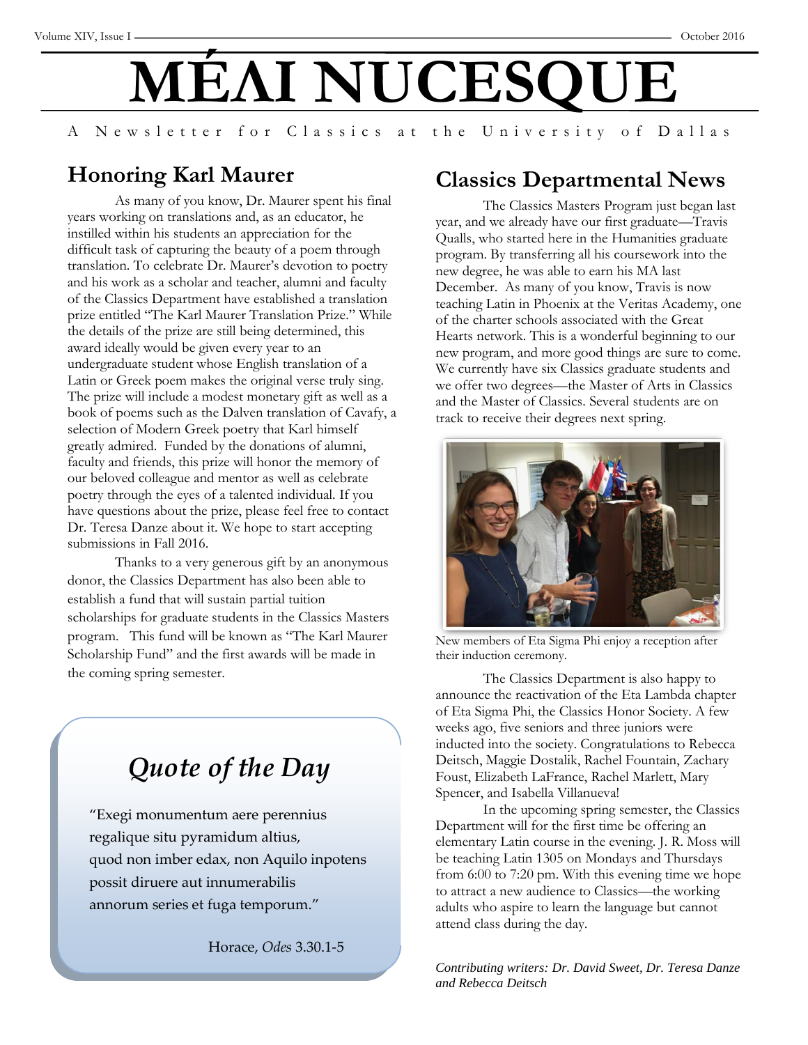# MÉΛI NUCESQUE

A Newsletter for Classics at the University of Dallas

## Honoring Karl Maurer

As many of you know, Dr. Maurer spent his final years working on translations and, as an educator, he instilled within his students an appreciation for the difficult task of capturing the beauty of a poem through translation. To celebrate Dr. Maurer's devotion to poetry and his work as a scholar and teacher, alumni and faculty of the Classics Department have established a translation prize entitled "The Karl Maurer Translation Prize." While the details of the prize are still being determined, this award ideally would be given every year to an undergraduate student whose English translation of a Latin or Greek poem makes the original verse truly sing. The prize will include a modest monetary gift as well as a book of poems such as the Dalven translation of Cavafy, a selection of Modern Greek poetry that Karl himself greatly admired. Funded by the donations of alumni, faculty and friends, this prize will honor the memory of our beloved colleague and mentor as well as celebrate poetry through the eyes of a talented individual. If you have questions about the prize, please feel free to contact Dr. Teresa Danze about it. We hope to start accepting submissions in Fall 2016.

Thanks to a very generous gift by an anonymous donor, the Classics Department has also been able to establish a fund that will sustain partial tuition scholarships for graduate students in the Classics Masters program. This fund will be known as "The Karl Maurer Scholarship Fund" and the first awards will be made in the coming spring semester.

### *Quote of the Day*

"Exegi monumentum aere perennius
regalique situ pyramidum altius,
quod non imber edax, non Aquilo inpotens
possit diruere aut innumerabilis
annorum series et fuga temporum."

Horace, *Odes* 3.30.1-5

## Classics Departmental News

The Classics Masters Program just began last year, and we already have our first graduate—Travis Qualls, who started here in the Humanities graduate program. By transferring all his coursework into the new degree, he was able to earn his MA last December. As many of you know, Travis is now teaching Latin in Phoenix at the Veritas Academy, one of the charter schools associated with the Great Hearts network. This is a wonderful beginning to our new program, and more good things are sure to come. We currently have six Classics graduate students and we offer two degrees—the Master of Arts in Classics and the Master of Classics. Several students are on track to receive their degrees next spring.

New members of Eta Sigma Phi enjoy a reception after their induction ceremony.

The Classics Department is also happy to announce the reactivation of the Eta Lambda chapter of Eta Sigma Phi, the Classics Honor Society. A few weeks ago, five seniors and three juniors were inducted into the society. Congratulations to Rebecca Deitsch, Maggie Dostalik, Rachel Fountain, Zachary Foust, Elizabeth LaFrance, Rachel Marlett, Mary Spencer, and Isabella Villanueva!

In the upcoming spring semester, the Classics Department will for the first time be offering an elementary Latin course in the evening. J. R. Moss will be teaching Latin 1305 on Mondays and Thursdays from 6:00 to 7:20 pm. With this evening time we hope to attract a new audience to Classics—the working adults who aspire to learn the language but cannot attend class during the day.

*Contributing writers: Dr. David Sweet, Dr. Teresa Danze and Rebecca Deitsch*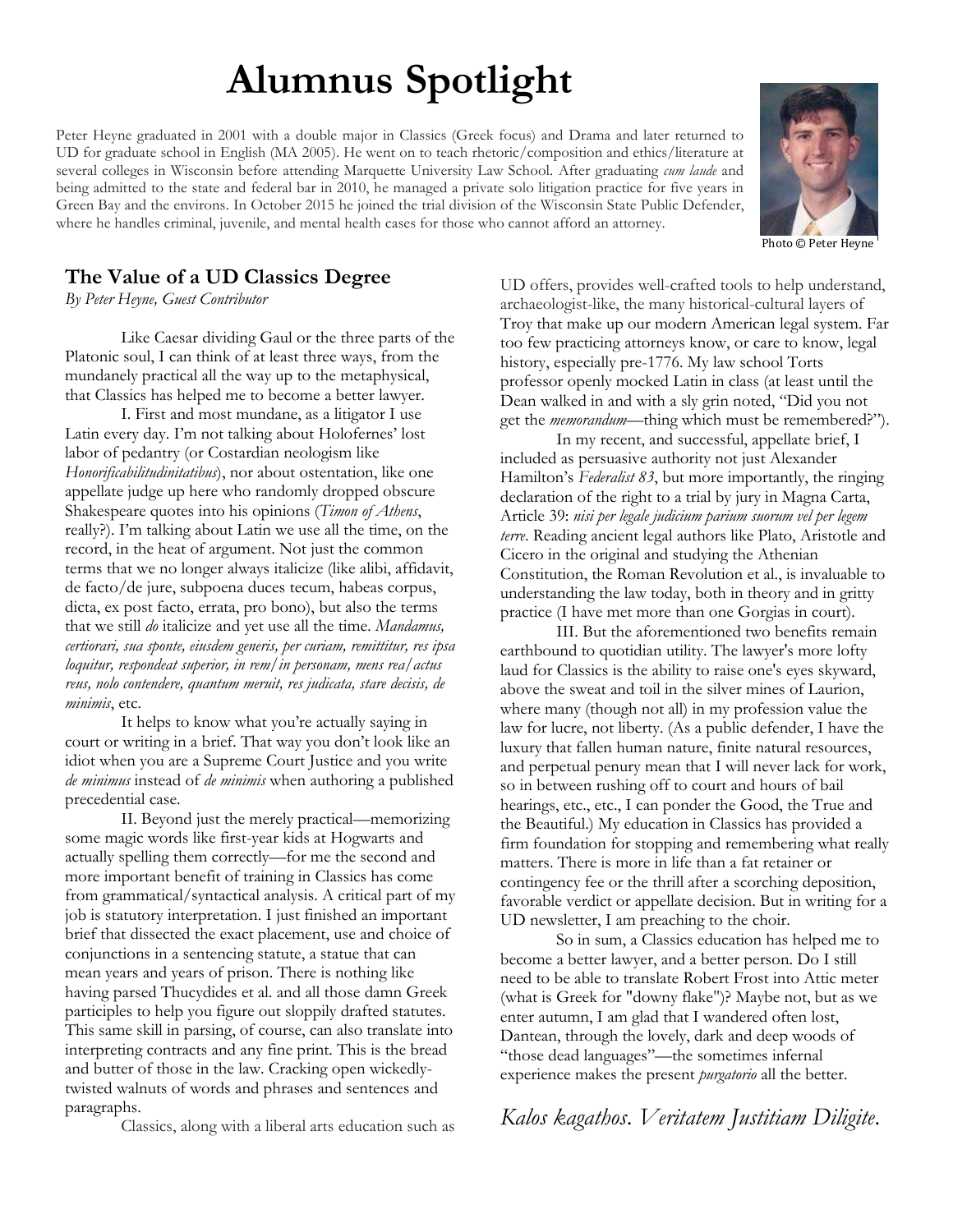# Alumnus Spotlight

Peter Heyne graduated in 2001 with a double major in Classics (Greek focus) and Drama and later returned to UD for graduate school in English (MA 2005). He went on to teach rhetoric/composition and ethics/literature at several colleges in Wisconsin before attending Marquette University Law School. After graduating *cum laude* and being admitted to the state and federal bar in 2010, he managed a private solo litigation practice for five years in Green Bay and the environs. In October 2015 he joined the trial division of the Wisconsin State Public Defender, where he handles criminal, juvenile, and mental health cases for those who cannot afford an attorney.

Photo © Peter Heyne

## The Value of a UD Classics Degree

*By Peter Heyne, Guest Contributor*

Like Caesar dividing Gaul or the three parts of the Platonic soul, I can think of at least three ways, from the mundanely practical all the way up to the metaphysical, that Classics has helped me to become a better lawyer.

I. First and most mundane, as a litigator I use Latin every day. I'm not talking about Holofernes' lost labor of pedantry (or Costardian neologism like *Honorificabilitudinitatibus*), nor about ostentation, like one appellate judge up here who randomly dropped obscure Shakespeare quotes into his opinions (*Timon of Athens*, really?). I'm talking about Latin we use all the time, on the record, in the heat of argument. Not just the common terms that we no longer always italicize (like alibi, affidavit, de facto/de jure, subpoena duces tecum, habeas corpus, dicta, ex post facto, errata, pro bono), but also the terms that we still *do* italicize and yet use all the time. *Mandamus, certiorari, sua sponte, eiusdem generis, per curiam, remittitur, res ipsa loquitur, respondeat superior, in rem/in personam, mens rea/actus reus, nolo contendere, quantum meruit, res judicata, stare decisis, de minimis*, etc.

It helps to know what you're actually saying in court or writing in a brief. That way you don't look like an idiot when you are a Supreme Court Justice and you write *de minimus* instead of *de minimis* when authoring a published precedential case.

II. Beyond just the merely practical—memorizing some magic words like first-year kids at Hogwarts and actually spelling them correctly—for me the second and more important benefit of training in Classics has come from grammatical/syntactical analysis. A critical part of my job is statutory interpretation. I just finished an important brief that dissected the exact placement, use and choice of conjunctions in a sentencing statute, a statue that can mean years and years of prison. There is nothing like having parsed Thucydides et al. and all those damn Greek participles to help you figure out sloppily drafted statutes. This same skill in parsing, of course, can also translate into interpreting contracts and any fine print. This is the bread and butter of those in the law. Cracking open wickedly-twisted walnuts of words and phrases and sentences and paragraphs.

Classics, along with a liberal arts education such as UD offers, provides well-crafted tools to help understand, archaeologist-like, the many historical-cultural layers of Troy that make up our modern American legal system. Far too few practicing attorneys know, or care to know, legal history, especially pre-1776. My law school Torts professor openly mocked Latin in class (at least until the Dean walked in and with a sly grin noted, "Did you not get the *memorandum*—thing which must be remembered?").

In my recent, and successful, appellate brief, I included as persuasive authority not just Alexander Hamilton's *Federalist 83*, but more importantly, the ringing declaration of the right to a trial by jury in Magna Carta, Article 39: *nisi per legale judicium parium suorum vel per legem terre*. Reading ancient legal authors like Plato, Aristotle and Cicero in the original and studying the Athenian Constitution, the Roman Revolution et al., is invaluable to understanding the law today, both in theory and in gritty practice (I have met more than one Gorgias in court).

III. But the aforementioned two benefits remain earthbound to quotidian utility. The lawyer's more lofty laud for Classics is the ability to raise one's eyes skyward, above the sweat and toil in the silver mines of Laurion, where many (though not all) in my profession value the law for lucre, not liberty. (As a public defender, I have the luxury that fallen human nature, finite natural resources, and perpetual penury mean that I will never lack for work, so in between rushing off to court and hours of bail hearings, etc., etc., I can ponder the Good, the True and the Beautiful.) My education in Classics has provided a firm foundation for stopping and remembering what really matters. There is more in life than a fat retainer or contingency fee or the thrill after a scorching deposition, favorable verdict or appellate decision. But in writing for a UD newsletter, I am preaching to the choir.

So in sum, a Classics education has helped me to become a better lawyer, and a better person. Do I still need to be able to translate Robert Frost into Attic meter (what is Greek for "downy flake")? Maybe not, but as we enter autumn, I am glad that I wandered often lost, Dantean, through the lovely, dark and deep woods of "those dead languages"—the sometimes infernal experience makes the present *purgatorio* all the better.

*Kalos kagathos. Veritatem Justitiam Diligite.*